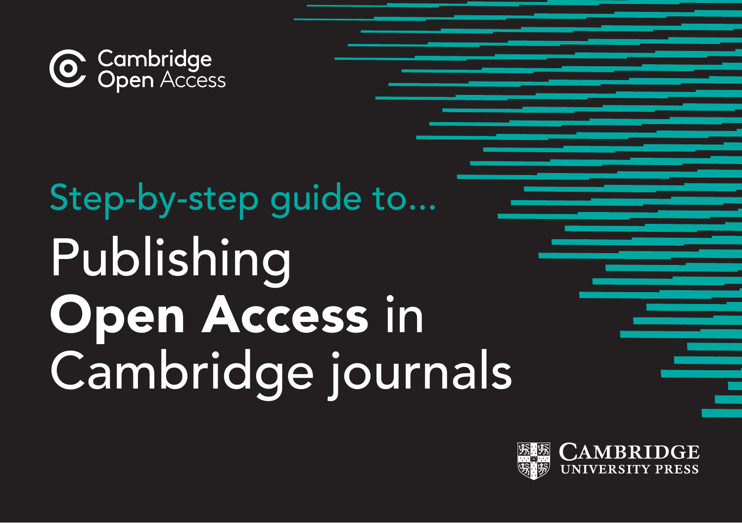Cambridge Open Access

Step-by-step guide to...

# Publishing **Open Access** in Cambridge journals

Cambridge University Press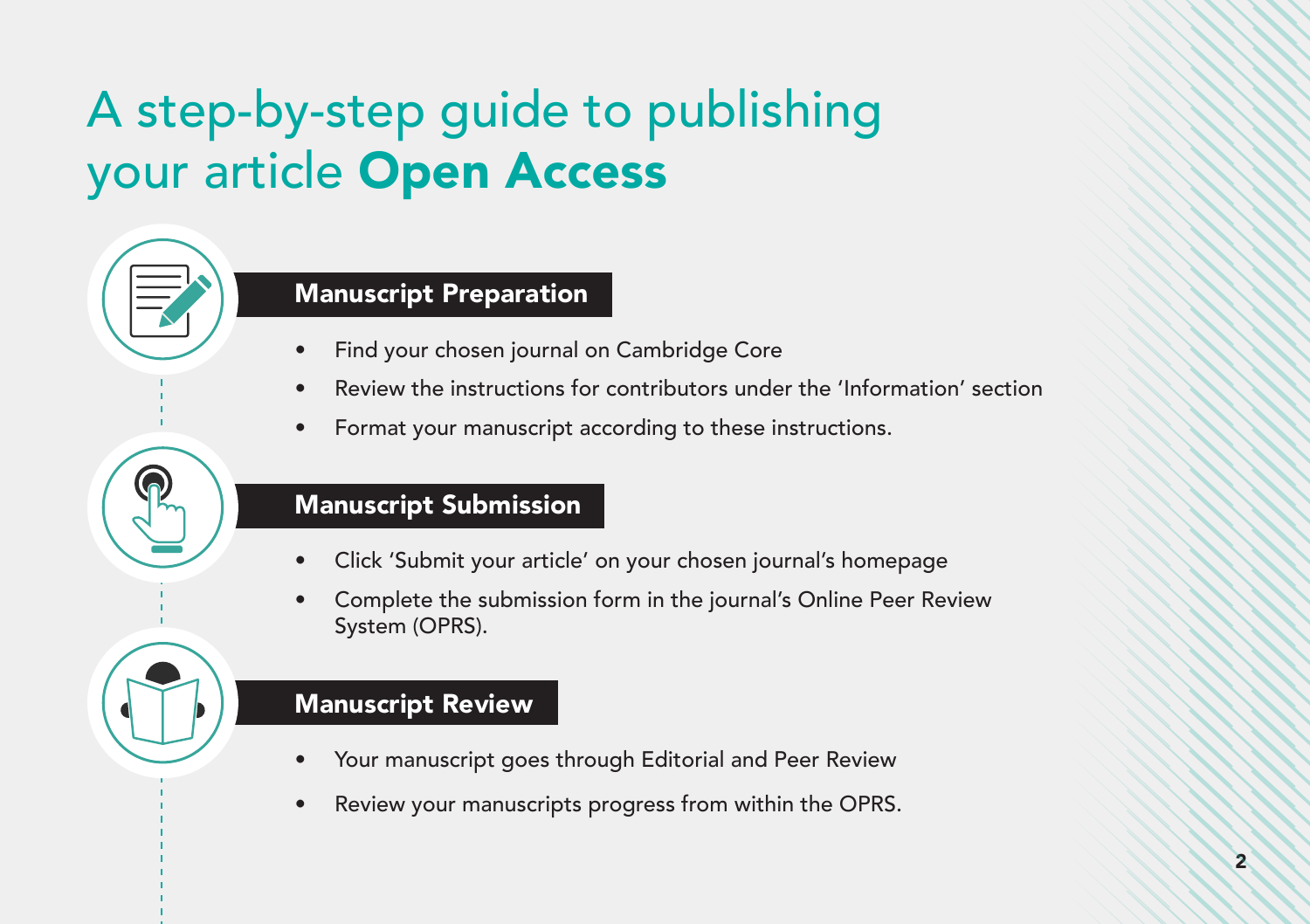# A step-by-step guide to publishing your article **Open Access**

## Manuscript Preparation

- Find your chosen journal on Cambridge Core
- Review the instructions for contributors under the 'Information' section
- Format your manuscript according to these instructions.

## Manuscript Submission

- Click 'Submit your article' on your chosen journal's homepage
- Complete the submission form in the journal's Online Peer Review System (OPRS).

## Manuscript Review

- Your manuscript goes through Editorial and Peer Review
- Review your manuscripts progress from within the OPRS.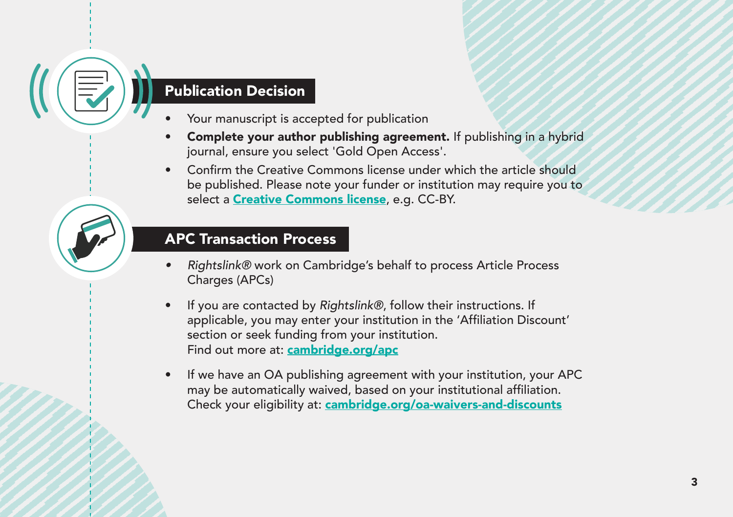## Publication Decision

- Your manuscript is accepted for publication
- **Complete your author publishing agreement.** If publishing in a hybrid journal, ensure you select 'Gold Open Access'.
- Confirm the Creative Commons license under which the article should be published. Please note your funder or institution may require you to select a **Creative Commons license**, e.g. CC-BY.

## APC Transaction Process

- *Rightslink®* work on Cambridge's behalf to process Article Process Charges (APCs)
- If you are contacted by *Rightslink®*, follow their instructions. If applicable, you may enter your institution in the 'Affiliation Discount' section or seek funding from your institution.
  Find out more at: **cambridge.org/apc**
- If we have an OA publishing agreement with your institution, your APC may be automatically waived, based on your institutional affiliation.
  Check your eligibility at: **cambridge.org/oa-waivers-and-discounts**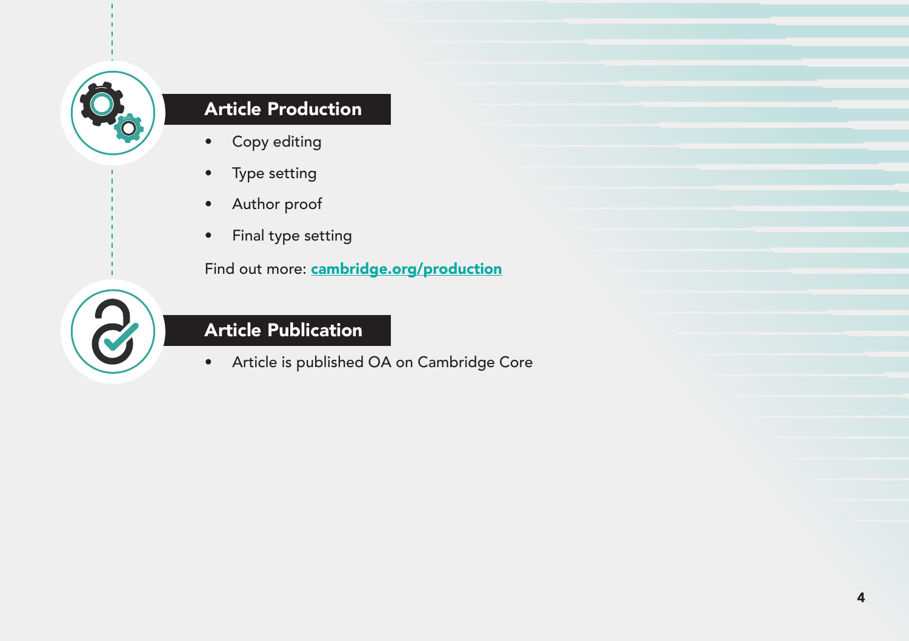## Article Production

- Copy editing
- Type setting
- Author proof
- Final type setting

Find out more: **cambridge.org/production**

## Article Publication

- Article is published OA on Cambridge Core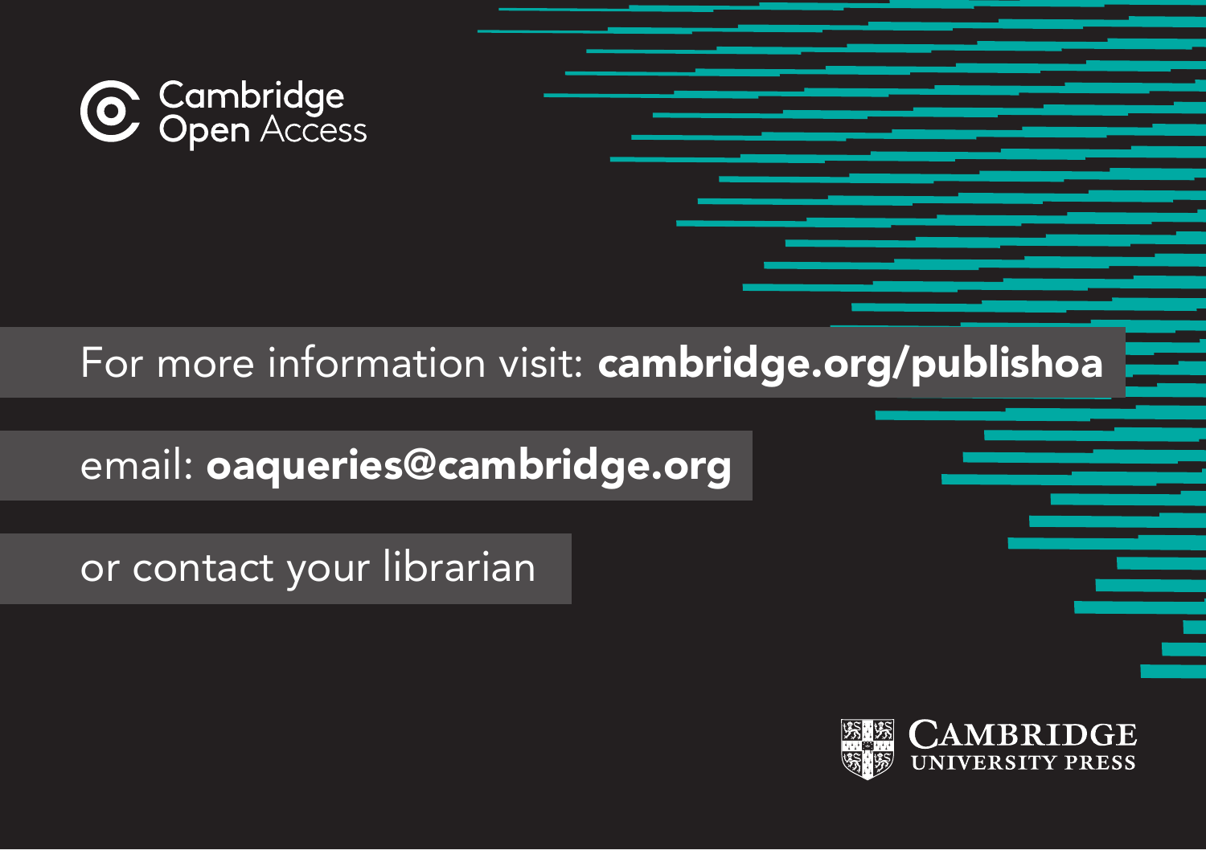Cambridge Open Access

For more information visit: **cambridge.org/publishoa**

email: **oaqueries@cambridge.org**

or contact your librarian

CAMBRIDGE UNIVERSITY PRESS